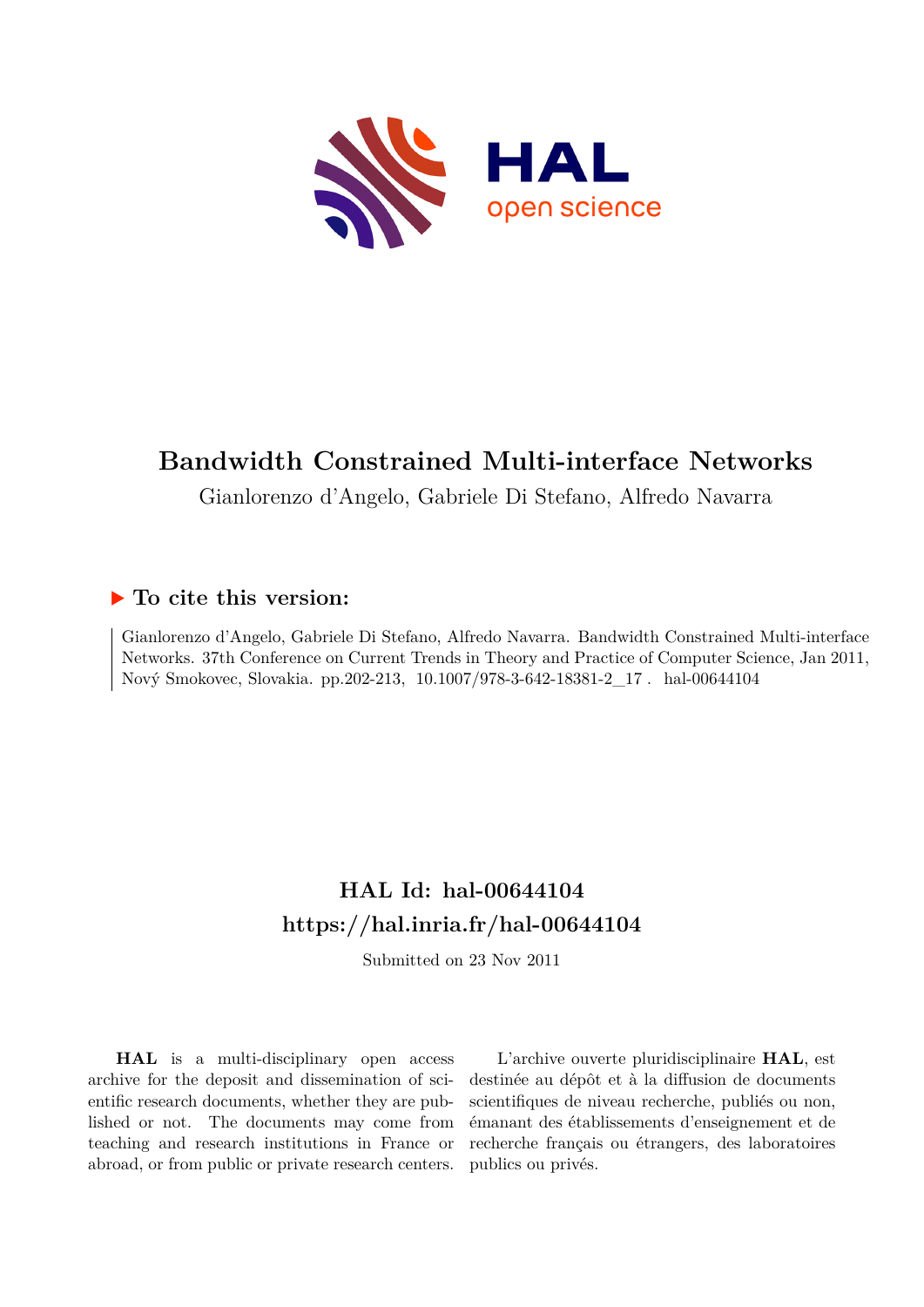# Bandwidth Constrained Multi-interface Networks

Gianlorenzo d'Angelo, Gabriele Di Stefano, Alfredo Navarra

## ▶ To cite this version:

Gianlorenzo d'Angelo, Gabriele Di Stefano, Alfredo Navarra. Bandwidth Constrained Multi-interface Networks. 37th Conference on Current Trends in Theory and Practice of Computer Science, Jan 2011, Nový Smokovec, Slovakia. pp.202-213, 10.1007/978-3-642-18381-2_17 . hal-00644104

## HAL Id: hal-00644104

## https://hal.inria.fr/hal-00644104

Submitted on 23 Nov 2011

**HAL** is a multi-disciplinary open access archive for the deposit and dissemination of scientific research documents, whether they are published or not. The documents may come from teaching and research institutions in France or abroad, or from public or private research centers.

L'archive ouverte pluridisciplinaire **HAL**, est destinée au dépôt et à la diffusion de documents scientifiques de niveau recherche, publiés ou non, émanant des établissements d'enseignement et de recherche français ou étrangers, des laboratoires publics ou privés.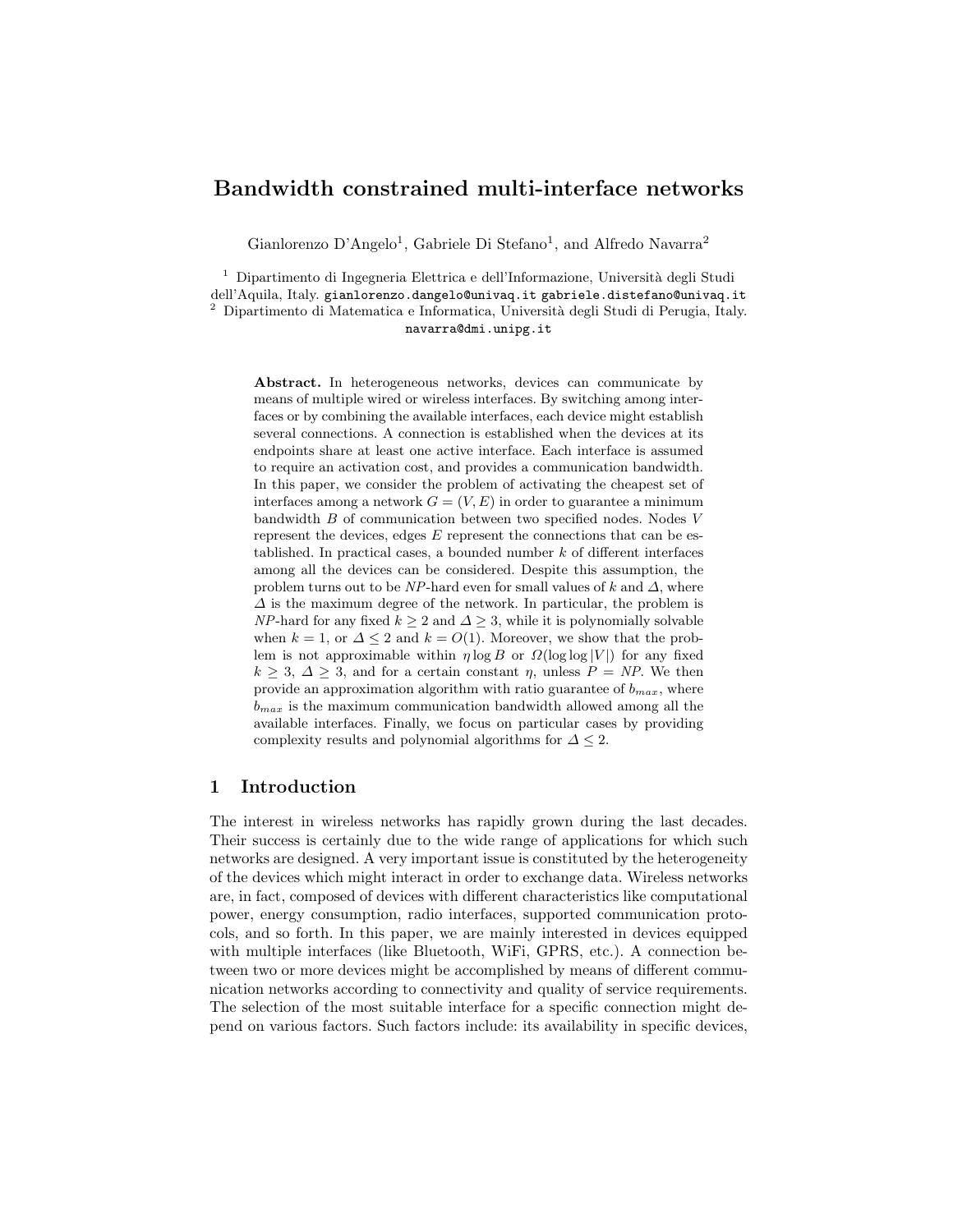# Bandwidth constrained multi-interface networks

Gianlorenzo D'Angelo[1], Gabriele Di Stefano[1], and Alfredo Navarra[2]

[1] Dipartimento di Ingegneria Elettrica e dell'Informazione, Università degli Studi dell'Aquila, Italy. gianlorenzo.dangelo@univaq.it gabriele.distefano@univaq.it
[2] Dipartimento di Matematica e Informatica, Università degli Studi di Perugia, Italy. navarra@dmi.unipg.it

**Abstract.** In heterogeneous networks, devices can communicate by means of multiple wired or wireless interfaces. By switching among interfaces or by combining the available interfaces, each device might establish several connections. A connection is established when the devices at its endpoints share at least one active interface. Each interface is assumed to require an activation cost, and provides a communication bandwidth. In this paper, we consider the problem of activating the cheapest set of interfaces among a network $G = (V, E)$ in order to guarantee a minimum bandwidth $B$ of communication between two specified nodes. Nodes $V$ represent the devices, edges $E$ represent the connections that can be established. In practical cases, a bounded number $k$ of different interfaces among all the devices can be considered. Despite this assumption, the problem turns out to be *NP*-hard even for small values of $k$ and $\Delta$, where $\Delta$ is the maximum degree of the network. In particular, the problem is *NP*-hard for any fixed $k \geq 2$ and $\Delta \geq 3$, while it is polynomially solvable when $k = 1$, or $\Delta \leq 2$ and $k = O(1)$. Moreover, we show that the problem is not approximable within $\eta \log B$ or $\Omega(\log \log |V|)$ for any fixed $k \geq 3$, $\Delta \geq 3$, and for a certain constant $\eta$, unless $P = NP$. We then provide an approximation algorithm with ratio guarantee of $b_{max}$, where $b_{max}$ is the maximum communication bandwidth allowed among all the available interfaces. Finally, we focus on particular cases by providing complexity results and polynomial algorithms for $\Delta \leq 2$.

## 1 Introduction

The interest in wireless networks has rapidly grown during the last decades. Their success is certainly due to the wide range of applications for which such networks are designed. A very important issue is constituted by the heterogeneity of the devices which might interact in order to exchange data. Wireless networks are, in fact, composed of devices with different characteristics like computational power, energy consumption, radio interfaces, supported communication protocols, and so forth. In this paper, we are mainly interested in devices equipped with multiple interfaces (like Bluetooth, WiFi, GPRS, etc.). A connection between two or more devices might be accomplished by means of different communication networks according to connectivity and quality of service requirements. The selection of the most suitable interface for a specific connection might depend on various factors. Such factors include: its availability in specific devices,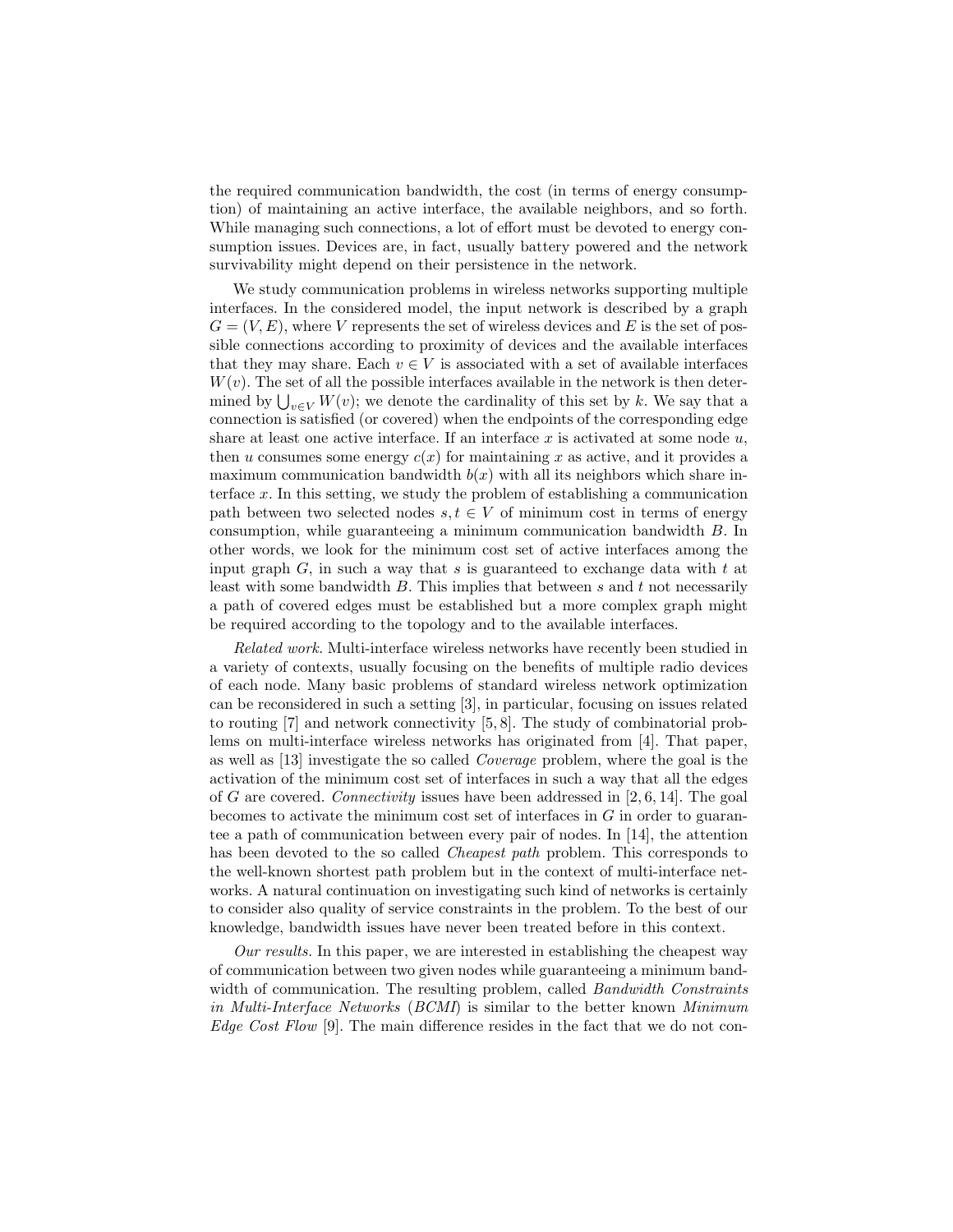the required communication bandwidth, the cost (in terms of energy consumption) of maintaining an active interface, the available neighbors, and so forth. While managing such connections, a lot of effort must be devoted to energy consumption issues. Devices are, in fact, usually battery powered and the network survivability might depend on their persistence in the network.

We study communication problems in wireless networks supporting multiple interfaces. In the considered model, the input network is described by a graph $G = (V, E)$, where $V$ represents the set of wireless devices and $E$ is the set of possible connections according to proximity of devices and the available interfaces that they may share. Each $v \in V$ is associated with a set of available interfaces $W(v)$. The set of all the possible interfaces available in the network is then determined by $\bigcup_{v \in V} W(v)$; we denote the cardinality of this set by $k$. We say that a connection is satisfied (or covered) when the endpoints of the corresponding edge share at least one active interface. If an interface $x$ is activated at some node $u$, then $u$ consumes some energy $c(x)$ for maintaining $x$ as active, and it provides a maximum communication bandwidth $b(x)$ with all its neighbors which share interface $x$. In this setting, we study the problem of establishing a communication path between two selected nodes $s, t \in V$ of minimum cost in terms of energy consumption, while guaranteeing a minimum communication bandwidth $B$. In other words, we look for the minimum cost set of active interfaces among the input graph $G$, in such a way that $s$ is guaranteed to exchange data with $t$ at least with some bandwidth $B$. This implies that between $s$ and $t$ not necessarily a path of covered edges must be established but a more complex graph might be required according to the topology and to the available interfaces.

*Related work.* Multi-interface wireless networks have recently been studied in a variety of contexts, usually focusing on the benefits of multiple radio devices of each node. Many basic problems of standard wireless network optimization can be reconsidered in such a setting [3], in particular, focusing on issues related to routing [7] and network connectivity [5, 8]. The study of combinatorial problems on multi-interface wireless networks has originated from [4]. That paper, as well as [13] investigate the so called *Coverage* problem, where the goal is the activation of the minimum cost set of interfaces in such a way that all the edges of $G$ are covered. *Connectivity* issues have been addressed in [2, 6, 14]. The goal becomes to activate the minimum cost set of interfaces in $G$ in order to guarantee a path of communication between every pair of nodes. In [14], the attention has been devoted to the so called *Cheapest path* problem. This corresponds to the well-known shortest path problem but in the context of multi-interface networks. A natural continuation on investigating such kind of networks is certainly to consider also quality of service constraints in the problem. To the best of our knowledge, bandwidth issues have never been treated before in this context.

*Our results.* In this paper, we are interested in establishing the cheapest way of communication between two given nodes while guaranteeing a minimum bandwidth of communication. The resulting problem, called *Bandwidth Constraints in Multi-Interface Networks* (*BCMI*) is similar to the better known *Minimum Edge Cost Flow* [9]. The main difference resides in the fact that we do not con-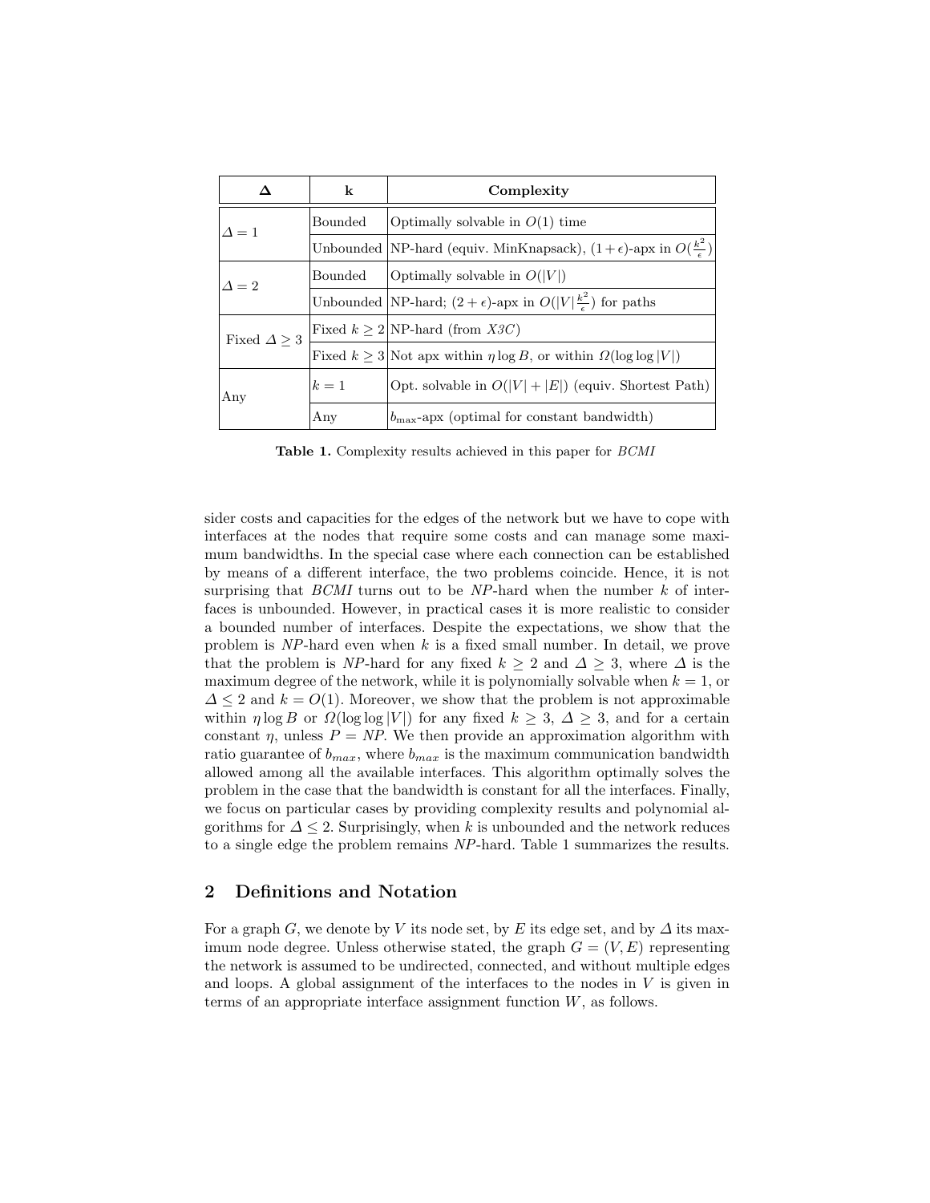| $\Delta$ | k | Complexity |
|---|---|---|
| $\Delta = 1$ | Bounded | Optimally solvable in $O(1)$ time |
| | Unbounded | NP-hard (equiv. MinKnapsack), $(1+\epsilon)$-apx in $O(\frac{k^2}{\epsilon})$ |
| $\Delta = 2$ | Bounded | Optimally solvable in $O(\|V\|)$ |
| | Unbounded | NP-hard; $(2+\epsilon)$-apx in $O(\|V\|\frac{k^2}{\epsilon})$ for paths |
| Fixed $\Delta \geq 3$ | Fixed $k \geq 2$ | NP-hard (from *X3C*) |
| | Fixed $k \geq 3$ | Not apx within $\eta \log B$, or within $\Omega(\log\log \|V\|)$ |
| Any | $k = 1$ | Opt. solvable in $O(\|V\| + \|E\|)$ (equiv. Shortest Path) |
| | Any | $b_{\max}$-apx (optimal for constant bandwidth) |

**Table 1.** Complexity results achieved in this paper for *BCMI*

sider costs and capacities for the edges of the network but we have to cope with interfaces at the nodes that require some costs and can manage some maximum bandwidths. In the special case where each connection can be established by means of a different interface, the two problems coincide. Hence, it is not surprising that *BCMI* turns out to be *NP*-hard when the number $k$ of interfaces is unbounded. However, in practical cases it is more realistic to consider a bounded number of interfaces. Despite the expectations, we show that the problem is *NP*-hard even when $k$ is a fixed small number. In detail, we prove that the problem is *NP*-hard for any fixed $k \geq 2$ and $\Delta \geq 3$, where $\Delta$ is the maximum degree of the network, while it is polynomially solvable when $k = 1$, or $\Delta \leq 2$ and $k = O(1)$. Moreover, we show that the problem is not approximable within $\eta \log B$ or $\Omega(\log\log |V|)$ for any fixed $k \geq 3$, $\Delta \geq 3$, and for a certain constant $\eta$, unless $P = NP$. We then provide an approximation algorithm with ratio guarantee of $b_{max}$, where $b_{max}$ is the maximum communication bandwidth allowed among all the available interfaces. This algorithm optimally solves the problem in the case that the bandwidth is constant for all the interfaces. Finally, we focus on particular cases by providing complexity results and polynomial algorithms for $\Delta \leq 2$. Surprisingly, when $k$ is unbounded and the network reduces to a single edge the problem remains *NP*-hard. Table 1 summarizes the results.

## 2 Definitions and Notation

For a graph $G$, we denote by $V$ its node set, by $E$ its edge set, and by $\Delta$ its maximum node degree. Unless otherwise stated, the graph $G = (V, E)$ representing the network is assumed to be undirected, connected, and without multiple edges and loops. A global assignment of the interfaces to the nodes in $V$ is given in terms of an appropriate interface assignment function $W$, as follows.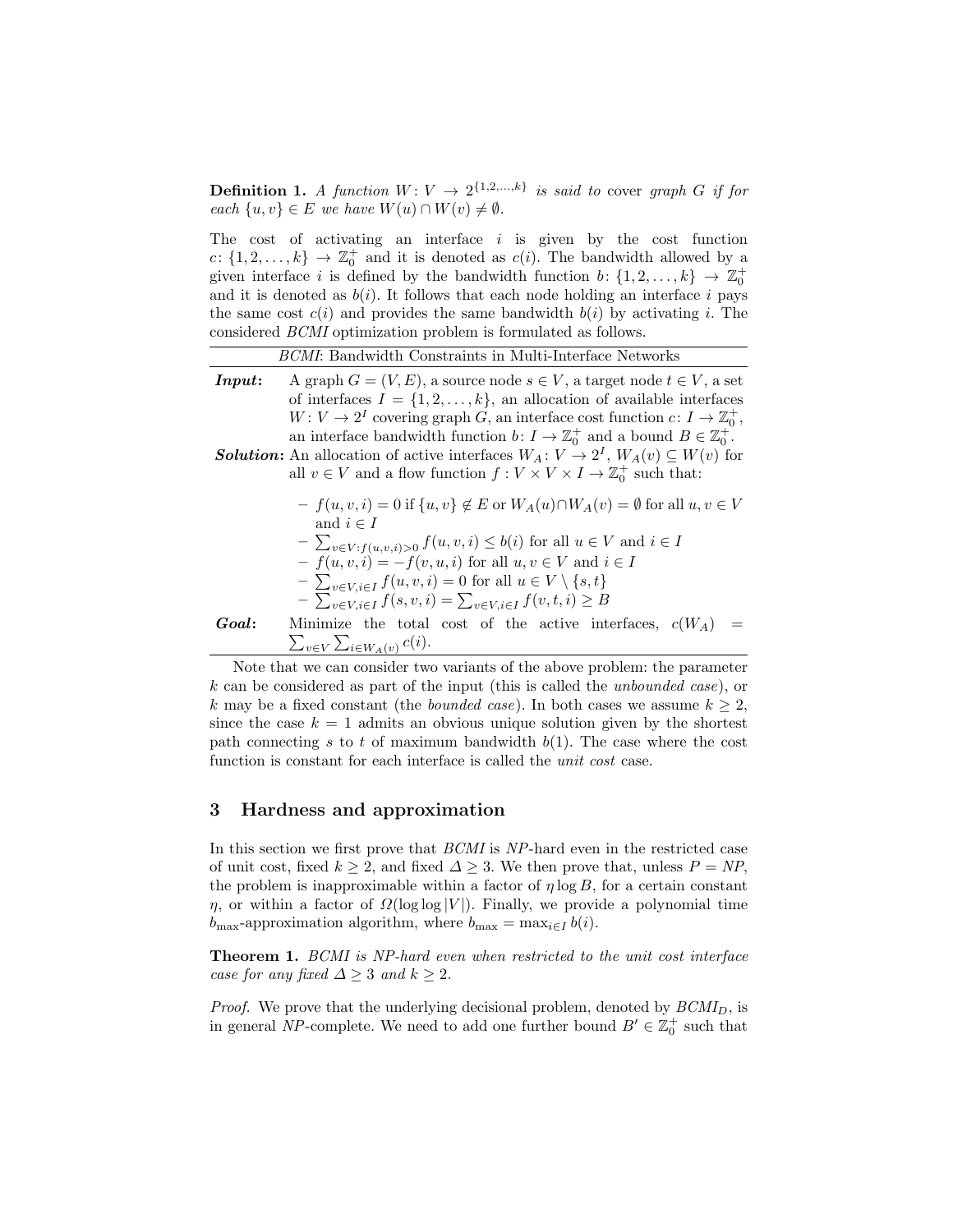**Definition 1.** *A function $W: V \to 2^{\{1,2,\ldots,k\}}$ is said to* cover *graph $G$ if for each $\{u,v\} \in E$ we have $W(u) \cap W(v) \neq \emptyset$.*

The cost of activating an interface $i$ is given by the cost function $c: \{1,2,\ldots,k\} \to \mathbb{Z}_0^+$ and it is denoted as $c(i)$. The bandwidth allowed by a given interface $i$ is defined by the bandwidth function $b: \{1,2,\ldots,k\} \to \mathbb{Z}_0^+$ and it is denoted as $b(i)$. It follows that each node holding an interface $i$ pays the same cost $c(i)$ and provides the same bandwidth $b(i)$ by activating $i$. The considered *BCMI* optimization problem is formulated as follows.

*BCMI*: Bandwidth Constraints in Multi-Interface Networks

***Input*:** A graph $G = (V, E)$, a source node $s \in V$, a target node $t \in V$, a set of interfaces $I = \{1, 2, \ldots, k\}$, an allocation of available interfaces $W: V \to 2^I$ covering graph $G$, an interface cost function $c: I \to \mathbb{Z}_0^+$, an interface bandwidth function $b: I \to \mathbb{Z}_0^+$ and a bound $B \in \mathbb{Z}_0^+$.

***Solution*:** An allocation of active interfaces $W_A: V \to 2^I$, $W_A(v) \subseteq W(v)$ for all $v \in V$ and a flow function $f: V \times V \times I \to \mathbb{Z}_0^+$ such that:

- $f(u,v,i) = 0$ if $\{u,v\} \notin E$ or $W_A(u) \cap W_A(v) = \emptyset$ for all $u, v \in V$ and $i \in I$
- $\sum_{v \in V: f(u,v,i)>0} f(u,v,i) \leq b(i)$ for all $u \in V$ and $i \in I$
- $f(u,v,i) = -f(v,u,i)$ for all $u, v \in V$ and $i \in I$
- $\sum_{v \in V, i \in I} f(u,v,i) = 0$ for all $u \in V \setminus \{s,t\}$
- $\sum_{v \in V, i \in I} f(s,v,i) = \sum_{v \in V, i \in I} f(v,t,i) \geq B$

***Goal*:** Minimize the total cost of the active interfaces, $c(W_A) = \sum_{v \in V} \sum_{i \in W_A(v)} c(i)$.

Note that we can consider two variants of the above problem: the parameter $k$ can be considered as part of the input (this is called the *unbounded case*), or $k$ may be a fixed constant (the *bounded case*). In both cases we assume $k \geq 2$, since the case $k = 1$ admits an obvious unique solution given by the shortest path connecting $s$ to $t$ of maximum bandwidth $b(1)$. The case where the cost function is constant for each interface is called the *unit cost* case.

## 3 Hardness and approximation

In this section we first prove that *BCMI* is *NP*-hard even in the restricted case of unit cost, fixed $k \geq 2$, and fixed $\Delta \geq 3$. We then prove that, unless $P = NP$, the problem is inapproximable within a factor of $\eta \log B$, for a certain constant $\eta$, or within a factor of $\Omega(\log \log |V|)$. Finally, we provide a polynomial time $b_{\max}$-approximation algorithm, where $b_{\max} = \max_{i \in I} b(i)$.

**Theorem 1.** *BCMI is NP-hard even when restricted to the unit cost interface case for any fixed $\Delta \geq 3$ and $k \geq 2$.*

*Proof.* We prove that the underlying decisional problem, denoted by $BCMI_D$, is in general *NP*-complete. We need to add one further bound $B' \in \mathbb{Z}_0^+$ such that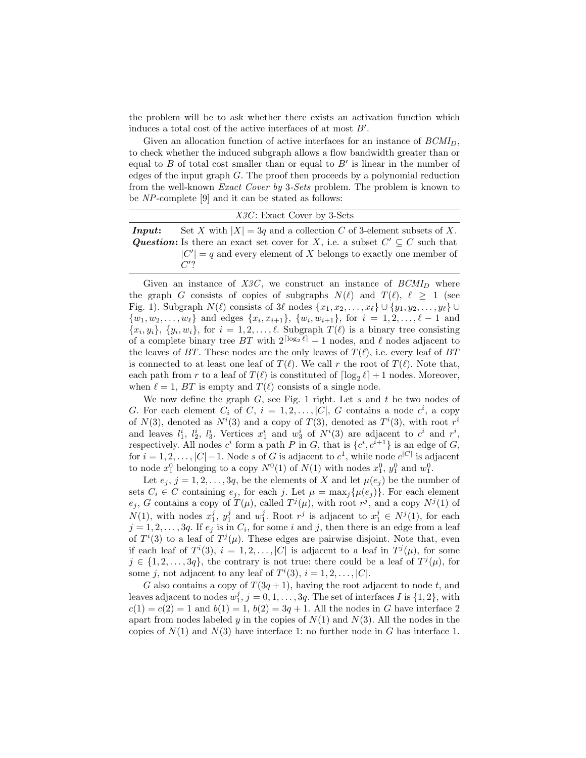the problem will be to ask whether there exists an activation function which induces a total cost of the active interfaces of at most $B'$.

Given an allocation function of active interfaces for an instance of $BCMI_D$, to check whether the induced subgraph allows a flow bandwidth greater than or equal to $B$ of total cost smaller than or equal to $B'$ is linear in the number of edges of the input graph $G$. The proof then proceeds by a polynomial reduction from the well-known *Exact Cover by* 3*-Sets* problem. The problem is known to be *NP*-complete [9] and it can be stated as follows:

| *X3C*: Exact Cover by 3-Sets | |
|---|---|
| ***Input*:** | Set $X$ with $\|X\| = 3q$ and a collection $C$ of 3-element subsets of $X$. |
| ***Question*:** | Is there an exact set cover for $X$, i.e. a subset $C' \subseteq C$ such that $\|C'\| = q$ and every element of $X$ belongs to exactly one member of $C'$? |

Given an instance of *X3C*, we construct an instance of $BCMI_D$ where the graph $G$ consists of copies of subgraphs $N(\ell)$ and $T(\ell)$, $\ell \geq 1$ (see Fig. 1). Subgraph $N(\ell)$ consists of $3\ell$ nodes $\{x_1, x_2, \ldots, x_\ell\} \cup \{y_1, y_2, \ldots, y_\ell\} \cup \{w_1, w_2, \ldots, w_\ell\}$ and edges $\{x_i, x_{i+1}\}$, $\{w_i, w_{i+1}\}$, for $i = 1, 2, \ldots, \ell - 1$ and $\{x_i, y_i\}$, $\{y_i, w_i\}$, for $i = 1, 2, \ldots, \ell$. Subgraph $T(\ell)$ is a binary tree consisting of a complete binary tree $BT$ with $2^{\lceil \log_2 \ell \rceil} - 1$ nodes, and $\ell$ nodes adjacent to the leaves of $BT$. These nodes are the only leaves of $T(\ell)$, i.e. every leaf of $BT$ is connected to at least one leaf of $T(\ell)$. We call $r$ the root of $T(\ell)$. Note that, each path from $r$ to a leaf of $T(\ell)$ is constituted of $\lceil \log_2 \ell \rceil + 1$ nodes. Moreover, when $\ell = 1$, $BT$ is empty and $T(\ell)$ consists of a single node.

We now define the graph $G$, see Fig. 1 right. Let $s$ and $t$ be two nodes of $G$. For each element $C_i$ of $C$, $i = 1, 2, \ldots, |C|$, $G$ contains a node $c^i$, a copy of $N(3)$, denoted as $N^i(3)$ and a copy of $T(3)$, denoted as $T^i(3)$, with root $r^i$ and leaves $l_1^i$, $l_2^i$, $l_3^i$. Vertices $x_1^i$ and $w_3^i$ of $N^i(3)$ are adjacent to $c^i$ and $r^i$, respectively. All nodes $c^i$ form a path $P$ in $G$, that is $\{c^i, c^{i+1}\}$ is an edge of $G$, for $i = 1, 2, \ldots, |C| - 1$. Node $s$ of $G$ is adjacent to $c^1$, while node $c^{|C|}$ is adjacent to node $x_1^0$ belonging to a copy $N^0(1)$ of $N(1)$ with nodes $x_1^0$, $y_1^0$ and $w_1^0$.

Let $e_j$, $j = 1, 2, \ldots, 3q$, be the elements of $X$ and let $\mu(e_j)$ be the number of sets $C_i \in C$ containing $e_j$, for each $j$. Let $\mu = \max_j\{\mu(e_j)\}$. For each element $e_j$, $G$ contains a copy of $T(\mu)$, called $T^j(\mu)$, with root $r^j$, and a copy $N^j(1)$ of $N(1)$, with nodes $x_1^j$, $y_1^j$ and $w_1^j$. Root $r^j$ is adjacent to $x_1^j \in N^j(1)$, for each $j = 1, 2, \ldots, 3q$. If $e_j$ is in $C_i$, for some $i$ and $j$, then there is an edge from a leaf of $T^i(3)$ to a leaf of $T^j(\mu)$. These edges are pairwise disjoint. Note that, even if each leaf of $T^i(3)$, $i = 1, 2, \ldots, |C|$ is adjacent to a leaf in $T^j(\mu)$, for some $j \in \{1, 2, \ldots, 3q\}$, the contrary is not true: there could be a leaf of $T^j(\mu)$, for some $j$, not adjacent to any leaf of $T^i(3)$, $i = 1, 2, \ldots, |C|$.

$G$ also contains a copy of $T(3q + 1)$, having the root adjacent to node $t$, and leaves adjacent to nodes $w_1^j$, $j = 0, 1, \ldots, 3q$. The set of interfaces $I$ is $\{1, 2\}$, with $c(1) = c(2) = 1$ and $b(1) = 1$, $b(2) = 3q + 1$. All the nodes in $G$ have interface 2 apart from nodes labeled $y$ in the copies of $N(1)$ and $N(3)$. All the nodes in the copies of $N(1)$ and $N(3)$ have interface 1: no further node in $G$ has interface 1.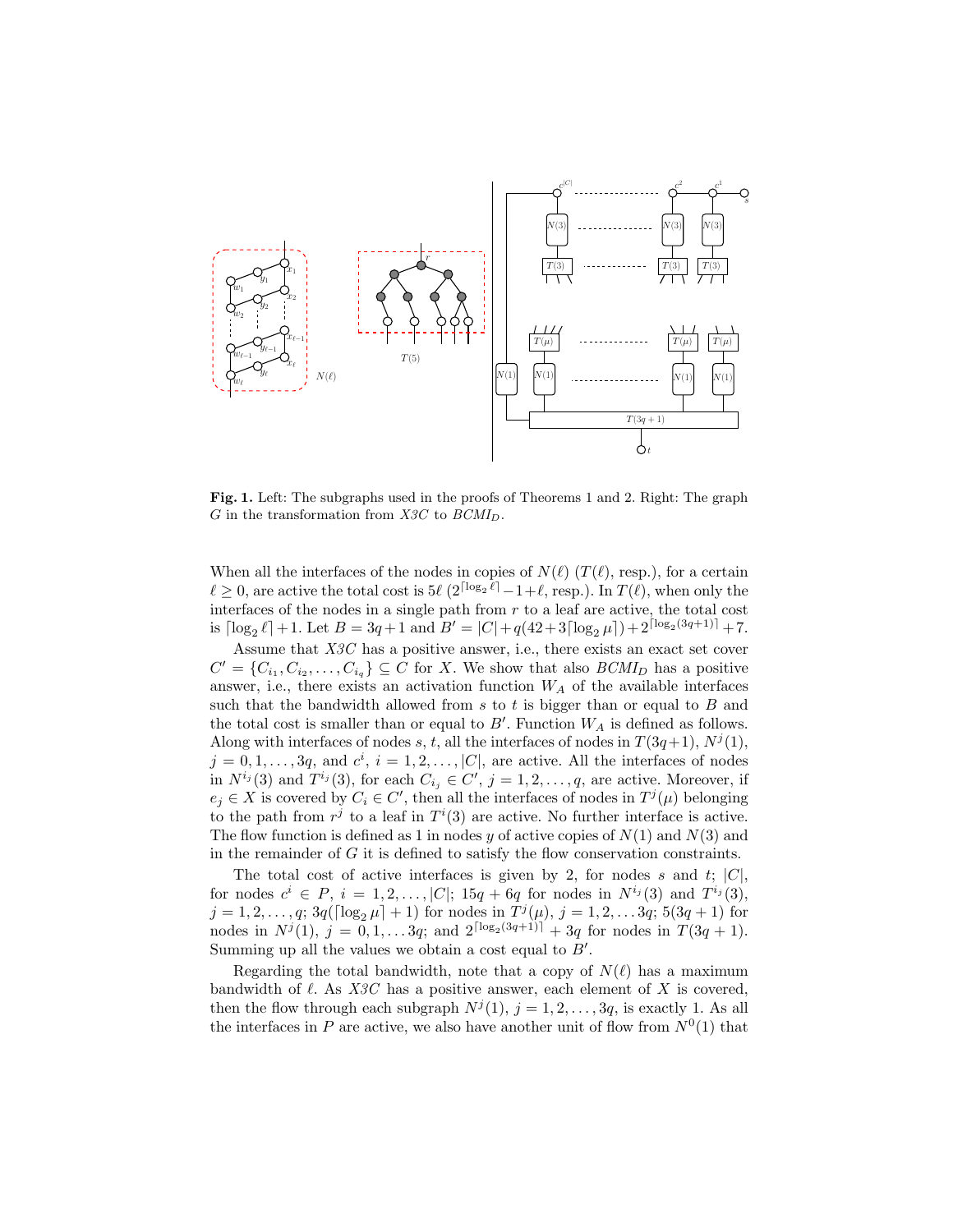**Fig. 1.** Left: The subgraphs used in the proofs of Theorems 1 and 2. Right: The graph $G$ in the transformation from *X3C* to *BCMI*$_D$.

When all the interfaces of the nodes in copies of $N(\ell)$ ($T(\ell)$, resp.), for a certain $\ell \geq 0$, are active the total cost is $5\ell$ ($2^{\lceil \log_2 \ell \rceil} - 1 + \ell$, resp.). In $T(\ell)$, when only the interfaces of the nodes in a single path from $r$ to a leaf are active, the total cost is $\lceil \log_2 \ell \rceil + 1$. Let $B = 3q + 1$ and $B' = |C| + q(42 + 3\lceil \log_2 \mu \rceil) + 2^{\lceil \log_2 (3q+1) \rceil} + 7$.

Assume that *X3C* has a positive answer, i.e., there exists an exact set cover $C' = \{C_{i_1}, C_{i_2}, \ldots, C_{i_q}\} \subseteq C$ for $X$. We show that also *BCMI*$_D$ has a positive answer, i.e., there exists an activation function $W_A$ of the available interfaces such that the bandwidth allowed from $s$ to $t$ is bigger than or equal to $B$ and the total cost is smaller than or equal to $B'$. Function $W_A$ is defined as follows. Along with interfaces of nodes $s$, $t$, all the interfaces of nodes in $T(3q+1)$, $N^j(1)$, $j = 0, 1, \ldots, 3q$, and $c^i$, $i = 1, 2, \ldots, |C|$, are active. All the interfaces of nodes in $N^{i_j}(3)$ and $T^{i_j}(3)$, for each $C_{i_j} \in C'$, $j = 1, 2, \ldots, q$, are active. Moreover, if $e_j \in X$ is covered by $C_i \in C'$, then all the interfaces of nodes in $T^j(\mu)$ belonging to the path from $r^j$ to a leaf in $T^i(3)$ are active. No further interface is active. The flow function is defined as 1 in nodes $y$ of active copies of $N(1)$ and $N(3)$ and in the remainder of $G$ it is defined to satisfy the flow conservation constraints.

The total cost of active interfaces is given by 2, for nodes $s$ and $t$; $|C|$, for nodes $c^i \in P$, $i = 1, 2, \ldots, |C|$; $15q + 6q$ for nodes in $N^{i_j}(3)$ and $T^{i_j}(3)$, $j = 1, 2, \ldots, q$; $3q(\lceil \log_2 \mu \rceil + 1)$ for nodes in $T^j(\mu)$, $j = 1, 2, \ldots 3q$; $5(3q + 1)$ for nodes in $N^j(1)$, $j = 0, 1, \ldots 3q$; and $2^{\lceil \log_2 (3q+1) \rceil} + 3q$ for nodes in $T(3q + 1)$. Summing up all the values we obtain a cost equal to $B'$.

Regarding the total bandwidth, note that a copy of $N(\ell)$ has a maximum bandwidth of $\ell$. As *X3C* has a positive answer, each element of $X$ is covered, then the flow through each subgraph $N^j(1)$, $j = 1, 2, \ldots, 3q$, is exactly 1. As all the interfaces in $P$ are active, we also have another unit of flow from $N^0(1)$ that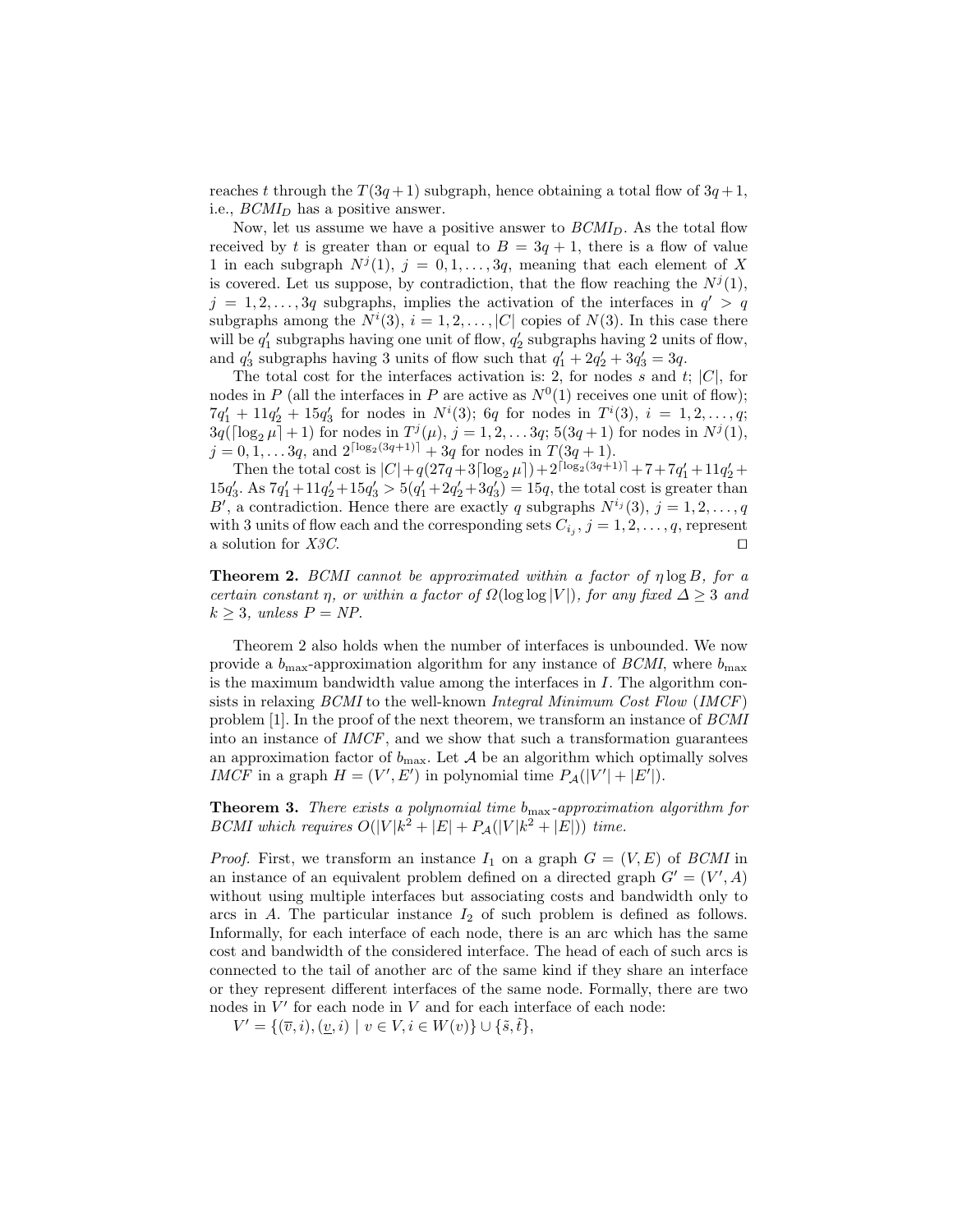reaches $t$ through the $T(3q+1)$ subgraph, hence obtaining a total flow of $3q+1$, i.e., $BCMI_D$ has a positive answer.

Now, let us assume we have a positive answer to $BCMI_D$. As the total flow received by $t$ is greater than or equal to $B = 3q+1$, there is a flow of value 1 in each subgraph $N^j(1)$, $j = 0, 1, \ldots, 3q$, meaning that each element of $X$ is covered. Let us suppose, by contradiction, that the flow reaching the $N^j(1)$, $j = 1, 2, \ldots, 3q$ subgraphs, implies the activation of the interfaces in $q' > q$ subgraphs among the $N^i(3)$, $i = 1, 2, \ldots, |C|$ copies of $N(3)$. In this case there will be $q'_1$ subgraphs having one unit of flow, $q'_2$ subgraphs having 2 units of flow, and $q'_3$ subgraphs having 3 units of flow such that $q'_1 + 2q'_2 + 3q'_3 = 3q$.

The total cost for the interfaces activation is: 2, for nodes $s$ and $t$; $|C|$, for nodes in $P$ (all the interfaces in $P$ are active as $N^0(1)$ receives one unit of flow); $7q'_1 + 11q'_2 + 15q'_3$ for nodes in $N^i(3)$; $6q$ for nodes in $T^i(3)$, $i = 1, 2, \ldots, q$; $3q(\lceil \log_2 \mu \rceil + 1)$ for nodes in $T^j(\mu)$, $j = 1, 2, \ldots 3q$; $5(3q+1)$ for nodes in $N^j(1)$, $j = 0, 1, \ldots 3q$, and $2^{\lceil \log_2(3q+1) \rceil} + 3q$ for nodes in $T(3q+1)$.

Then the total cost is $|C| + q(27q + 3\lceil \log_2 \mu \rceil) + 2^{\lceil \log_2(3q+1) \rceil} + 7 + 7q'_1 + 11q'_2 + 15q'_3$. As $7q'_1 + 11q'_2 + 15q'_3 > 5(q'_1 + 2q'_2 + 3q'_3) = 15q$, the total cost is greater than $B'$, a contradiction. Hence there are exactly $q$ subgraphs $N^{i_j}(3)$, $j = 1, 2, \ldots, q$ with 3 units of flow each and the corresponding sets $C_{i_j}$, $j = 1, 2, \ldots, q$, represent a solution for *X3C*. ☐

**Theorem 2.** *BCMI cannot be approximated within a factor of $\eta \log B$, for a certain constant $\eta$, or within a factor of $\Omega(\log \log |V|)$, for any fixed $\Delta \geq 3$ and $k \geq 3$, unless P = NP.*

Theorem 2 also holds when the number of interfaces is unbounded. We now provide a $b_{\max}$-approximation algorithm for any instance of *BCMI*, where $b_{\max}$ is the maximum bandwidth value among the interfaces in $I$. The algorithm consists in relaxing *BCMI* to the well-known *Integral Minimum Cost Flow* (*IMCF*) problem [1]. In the proof of the next theorem, we transform an instance of *BCMI* into an instance of *IMCF*, and we show that such a transformation guarantees an approximation factor of $b_{\max}$. Let $\mathcal{A}$ be an algorithm which optimally solves *IMCF* in a graph $H = (V', E')$ in polynomial time $P_{\mathcal{A}}(|V'| + |E'|)$.

**Theorem 3.** *There exists a polynomial time $b_{\max}$-approximation algorithm for BCMI which requires $O(|V|k^2 + |E| + P_{\mathcal{A}}(|V|k^2 + |E|))$ time.*

*Proof.* First, we transform an instance $I_1$ on a graph $G = (V, E)$ of *BCMI* in an instance of an equivalent problem defined on a directed graph $G' = (V', A)$ without using multiple interfaces but associating costs and bandwidth only to arcs in $A$. The particular instance $I_2$ of such problem is defined as follows. Informally, for each interface of each node, there is an arc which has the same cost and bandwidth of the considered interface. The head of each of such arcs is connected to the tail of another arc of the same kind if they share an interface or they represent different interfaces of the same node. Formally, there are two nodes in $V'$ for each node in $V$ and for each interface of each node:

$V' = \{(\overline{v}, i), (\underline{v}, i) \mid v \in V, i \in W(v)\} \cup \{\tilde{s}, \tilde{t}\}$,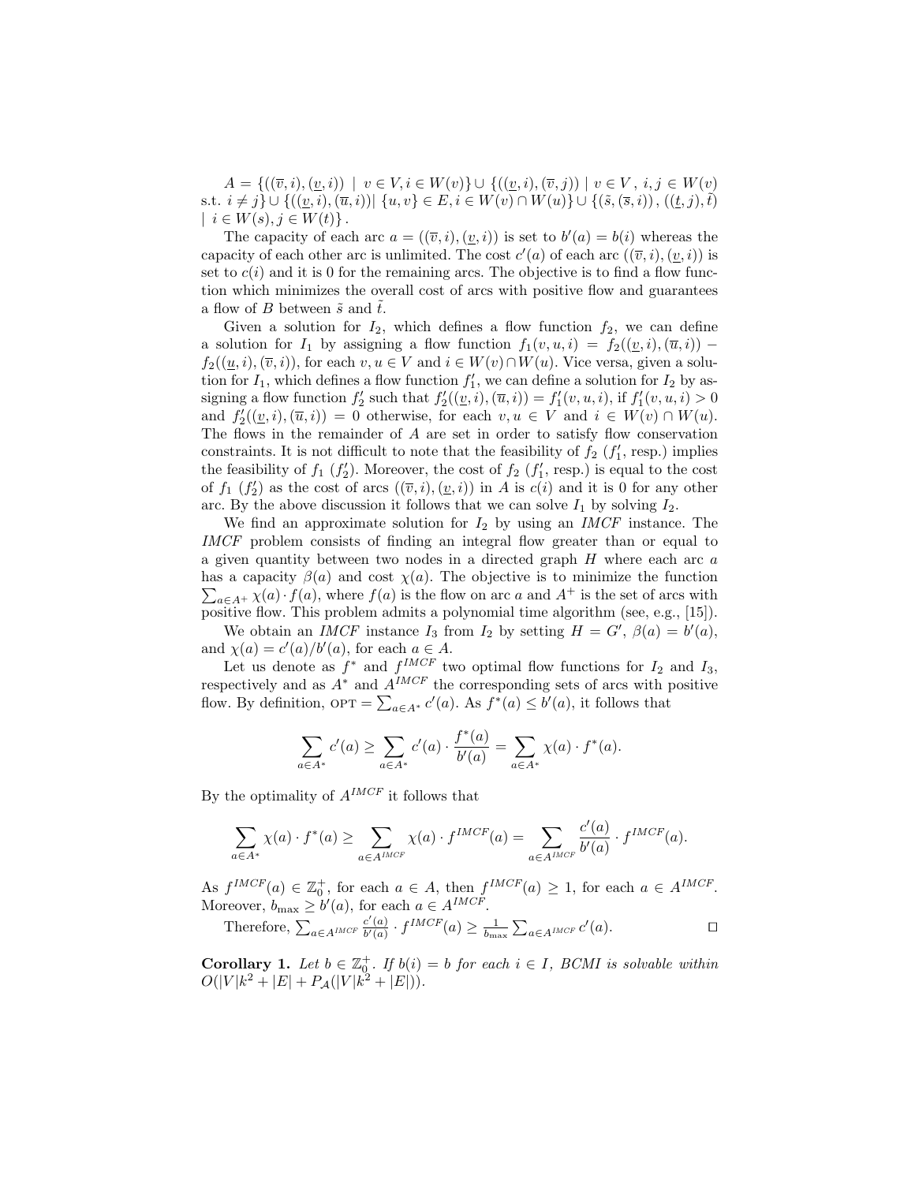$A = \{((\overline{v}, i), (\underline{v}, i)) \mid v \in V, i \in W(v)\} \cup \{((\underline{v}, i), (\overline{v}, j)) \mid v \in V, i, j \in W(v)$ s.t. $i \neq j\} \cup \{((\underline{v}, i), (\overline{u}, i)) | \{u, v\} \in E, i \in W(v) \cap W(u)\} \cup \{(\tilde{s}, (\overline{s}, i)), ((\underline{t}, j), \tilde{t}) \mid i \in W(s), j \in W(t)\}$.

The capacity of each arc $a = ((\overline{v}, i), (\underline{v}, i))$ is set to $b'(a) = b(i)$ whereas the capacity of each other arc is unlimited. The cost $c'(a)$ of each arc $((\overline{v}, i), (\underline{v}, i))$ is set to $c(i)$ and it is 0 for the remaining arcs. The objective is to find a flow function which minimizes the overall cost of arcs with positive flow and guarantees a flow of $B$ between $\tilde{s}$ and $\tilde{t}$.

Given a solution for $I_2$, which defines a flow function $f_2$, we can define a solution for $I_1$ by assigning a flow function $f_1(v, u, i) = f_2((\underline{v}, i), (\overline{u}, i)) - f_2((\underline{u}, i), (\overline{v}, i))$, for each $v, u \in V$ and $i \in W(v) \cap W(u)$. Vice versa, given a solution for $I_1$, which defines a flow function $f'_1$, we can define a solution for $I_2$ by assigning a flow function $f'_2$ such that $f'_2((\underline{v}, i), (\overline{u}, i)) = f'_1(v, u, i)$, if $f'_1(v, u, i) > 0$ and $f'_2((\underline{v}, i), (\overline{u}, i)) = 0$ otherwise, for each $v, u \in V$ and $i \in W(v) \cap W(u)$. The flows in the remainder of $A$ are set in order to satisfy flow conservation constraints. It is not difficult to note that the feasibility of $f_2$ ($f'_1$, resp.) implies the feasibility of $f_1$ ($f'_2$). Moreover, the cost of $f_2$ ($f'_1$, resp.) is equal to the cost of $f_1$ ($f'_2$) as the cost of arcs $((\overline{v}, i), (\underline{v}, i))$ in $A$ is $c(i)$ and it is 0 for any other arc. By the above discussion it follows that we can solve $I_1$ by solving $I_2$.

We find an approximate solution for $I_2$ by using an *IMCF* instance. The *IMCF* problem consists of finding an integral flow greater than or equal to a given quantity between two nodes in a directed graph $H$ where each arc $a$ has a capacity $\beta(a)$ and cost $\chi(a)$. The objective is to minimize the function $\sum_{a \in A^+} \chi(a) \cdot f(a)$, where $f(a)$ is the flow on arc $a$ and $A^+$ is the set of arcs with positive flow. This problem admits a polynomial time algorithm (see, e.g., [15]).

We obtain an *IMCF* instance $I_3$ from $I_2$ by setting $H = G'$, $\beta(a) = b'(a)$, and $\chi(a) = c'(a)/b'(a)$, for each $a \in A$.

Let us denote as $f^*$ and $f^{IMCF}$ two optimal flow functions for $I_2$ and $I_3$, respectively and as $A^*$ and $A^{IMCF}$ the corresponding sets of arcs with positive flow. By definition, $\text{OPT} = \sum_{a \in A^*} c'(a)$. As $f^*(a) \leq b'(a)$, it follows that

$$\sum_{a \in A^*} c'(a) \geq \sum_{a \in A^*} c'(a) \cdot \frac{f^*(a)}{b'(a)} = \sum_{a \in A^*} \chi(a) \cdot f^*(a).$$

By the optimality of $A^{IMCF}$ it follows that

$$\sum_{a \in A^*} \chi(a) \cdot f^*(a) \geq \sum_{a \in A^{IMCF}} \chi(a) \cdot f^{IMCF}(a) = \sum_{a \in A^{IMCF}} \frac{c'(a)}{b'(a)} \cdot f^{IMCF}(a).$$

As $f^{IMCF}(a) \in \mathbb{Z}_0^+$, for each $a \in A$, then $f^{IMCF}(a) \geq 1$, for each $a \in A^{IMCF}$. Moreover, $b_{\max} \geq b'(a)$, for each $a \in A^{IMCF}$.

Therefore, $\sum_{a \in A^{IMCF}} \frac{c'(a)}{b'(a)} \cdot f^{IMCF}(a) \geq \frac{1}{b_{\max}} \sum_{a \in A^{IMCF}} c'(a)$. □

**Corollary 1.** *Let $b \in \mathbb{Z}_0^+$. If $b(i) = b$ for each $i \in I$, BCMI is solvable within $O(|V|k^2 + |E| + P_{\mathcal{A}}(|V|k^2 + |E|))$.*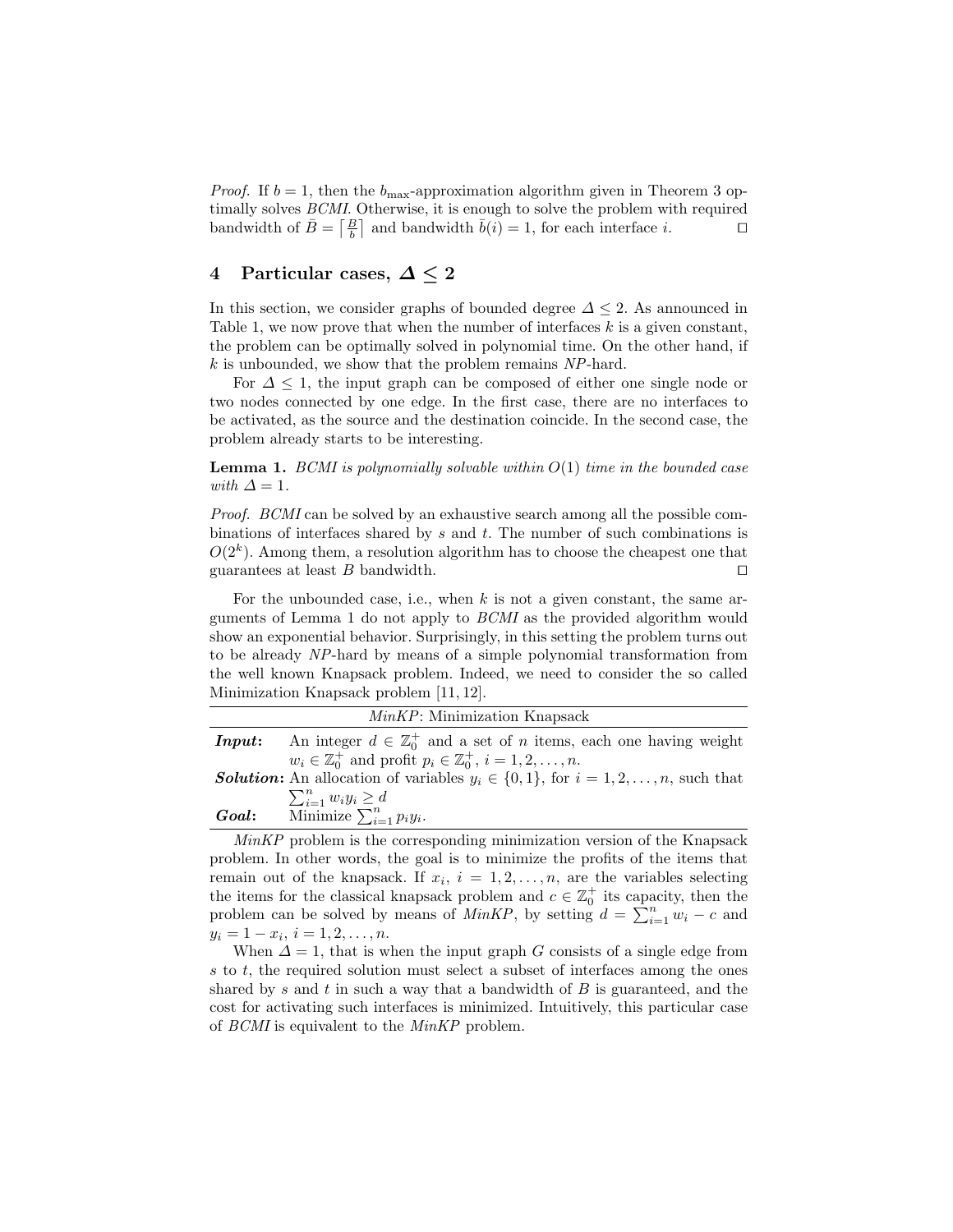*Proof.* If $b = 1$, then the $b_{\max}$-approximation algorithm given in Theorem 3 optimally solves *BCMI*. Otherwise, it is enough to solve the problem with required bandwidth of $\bar{B} = \left\lceil \frac{B}{b} \right\rceil$ and bandwidth $\bar{b}(i) = 1$, for each interface $i$. ◻

## 4 Particular cases, $\Delta \leq 2$

In this section, we consider graphs of bounded degree $\Delta \leq 2$. As announced in Table 1, we now prove that when the number of interfaces $k$ is a given constant, the problem can be optimally solved in polynomial time. On the other hand, if $k$ is unbounded, we show that the problem remains *NP*-hard.

For $\Delta \leq 1$, the input graph can be composed of either one single node or two nodes connected by one edge. In the first case, there are no interfaces to be activated, as the source and the destination coincide. In the second case, the problem already starts to be interesting.

**Lemma 1.** *BCMI is polynomially solvable within $O(1)$ time in the bounded case with $\Delta = 1$.*

*Proof.* *BCMI* can be solved by an exhaustive search among all the possible combinations of interfaces shared by $s$ and $t$. The number of such combinations is $O(2^k)$. Among them, a resolution algorithm has to choose the cheapest one that guarantees at least $B$ bandwidth. ◻

For the unbounded case, i.e., when $k$ is not a given constant, the same arguments of Lemma 1 do not apply to *BCMI* as the provided algorithm would show an exponential behavior. Surprisingly, in this setting the problem turns out to be already *NP*-hard by means of a simple polynomial transformation from the well known Knapsack problem. Indeed, we need to consider the so called Minimization Knapsack problem [11, 12].

| *MinKP*: Minimization Knapsack | |
|---|---|
| ***Input*:** | An integer $d \in \mathbb{Z}_0^+$ and a set of $n$ items, each one having weight $w_i \in \mathbb{Z}_0^+$ and profit $p_i \in \mathbb{Z}_0^+$, $i = 1, 2, \ldots, n$. |
| ***Solution*:** | An allocation of variables $y_i \in \{0, 1\}$, for $i = 1, 2, \ldots, n$, such that $\sum_{i=1}^{n} w_i y_i \geq d$ |
| ***Goal*:** | Minimize $\sum_{i=1}^{n} p_i y_i$. |

*MinKP* problem is the corresponding minimization version of the Knapsack problem. In other words, the goal is to minimize the profits of the items that remain out of the knapsack. If $x_i$, $i = 1, 2, \ldots, n$, are the variables selecting the items for the classical knapsack problem and $c \in \mathbb{Z}_0^+$ its capacity, then the problem can be solved by means of *MinKP*, by setting $d = \sum_{i=1}^{n} w_i - c$ and $y_i = 1 - x_i$, $i = 1, 2, \ldots, n$.

When $\Delta = 1$, that is when the input graph $G$ consists of a single edge from $s$ to $t$, the required solution must select a subset of interfaces among the ones shared by $s$ and $t$ in such a way that a bandwidth of $B$ is guaranteed, and the cost for activating such interfaces is minimized. Intuitively, this particular case of *BCMI* is equivalent to the *MinKP* problem.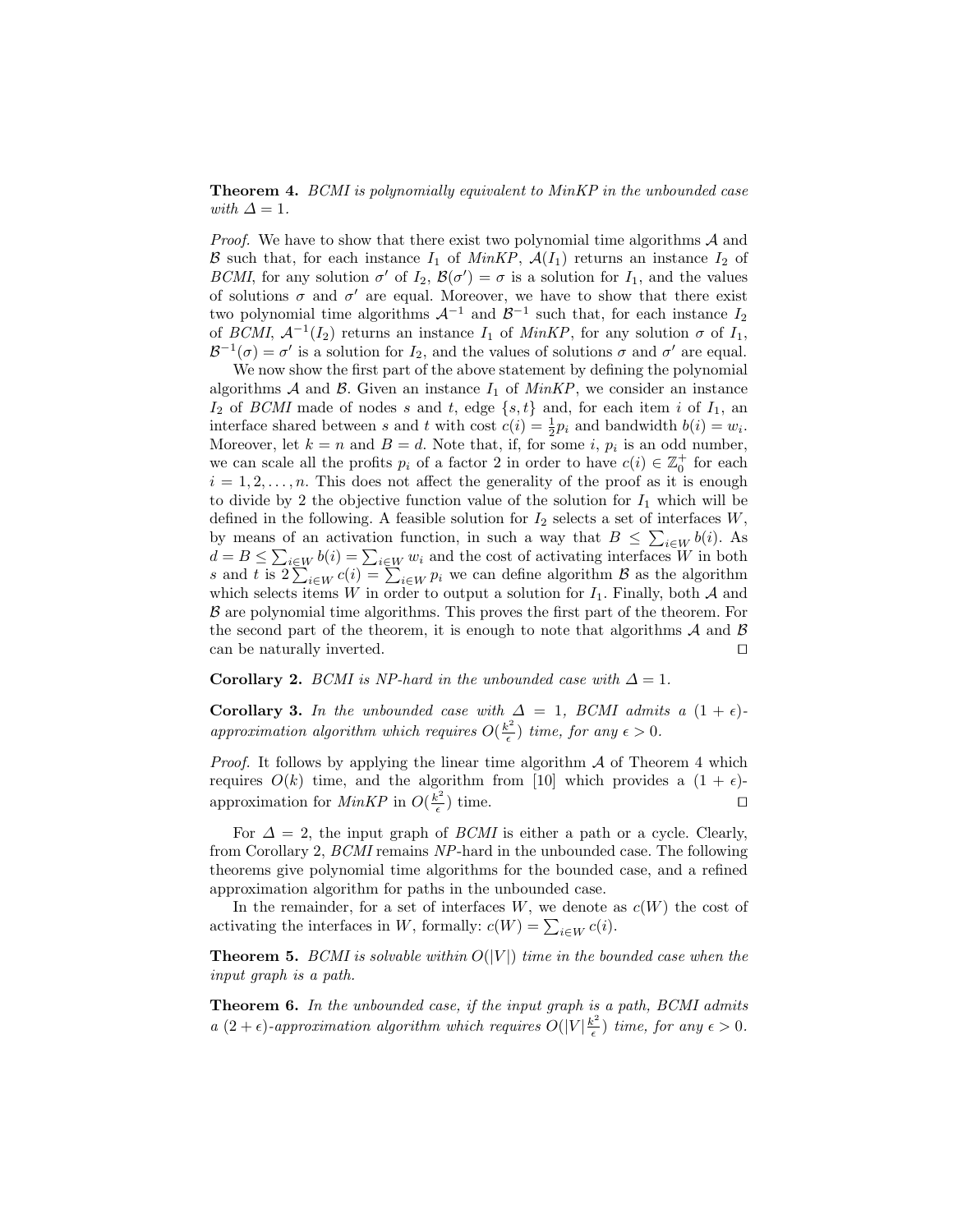**Theorem 4.** *BCMI is polynomially equivalent to MinKP in the unbounded case with $\Delta = 1$.*

*Proof.* We have to show that there exist two polynomial time algorithms $\mathcal{A}$ and $\mathcal{B}$ such that, for each instance $I_1$ of *MinKP*, $\mathcal{A}(I_1)$ returns an instance $I_2$ of *BCMI*, for any solution $\sigma'$ of $I_2$, $\mathcal{B}(\sigma') = \sigma$ is a solution for $I_1$, and the values of solutions $\sigma$ and $\sigma'$ are equal. Moreover, we have to show that there exist two polynomial time algorithms $\mathcal{A}^{-1}$ and $\mathcal{B}^{-1}$ such that, for each instance $I_2$ of *BCMI*, $\mathcal{A}^{-1}(I_2)$ returns an instance $I_1$ of *MinKP*, for any solution $\sigma$ of $I_1$, $\mathcal{B}^{-1}(\sigma) = \sigma'$ is a solution for $I_2$, and the values of solutions $\sigma$ and $\sigma'$ are equal.

We now show the first part of the above statement by defining the polynomial algorithms $\mathcal{A}$ and $\mathcal{B}$. Given an instance $I_1$ of *MinKP*, we consider an instance $I_2$ of *BCMI* made of nodes $s$ and $t$, edge $\{s, t\}$ and, for each item $i$ of $I_1$, an interface shared between $s$ and $t$ with cost $c(i) = \frac{1}{2}p_i$ and bandwidth $b(i) = w_i$. Moreover, let $k = n$ and $B = d$. Note that, if, for some $i$, $p_i$ is an odd number, we can scale all the profits $p_i$ of a factor 2 in order to have $c(i) \in \mathbb{Z}_0^+$ for each $i = 1, 2, \ldots, n$. This does not affect the generality of the proof as it is enough to divide by 2 the objective function value of the solution for $I_1$ which will be defined in the following. A feasible solution for $I_2$ selects a set of interfaces $W$, by means of an activation function, in such a way that $B \leq \sum_{i \in W} b(i)$. As $d = B \leq \sum_{i \in W} b(i) = \sum_{i \in W} w_i$ and the cost of activating interfaces $W$ in both $s$ and $t$ is $2 \sum_{i \in W} c(i) = \sum_{i \in W} p_i$ we can define algorithm $\mathcal{B}$ as the algorithm which selects items $W$ in order to output a solution for $I_1$. Finally, both $\mathcal{A}$ and $\mathcal{B}$ are polynomial time algorithms. This proves the first part of the theorem. For the second part of the theorem, it is enough to note that algorithms $\mathcal{A}$ and $\mathcal{B}$ can be naturally inverted. $\square$

**Corollary 2.** *BCMI is NP-hard in the unbounded case with $\Delta = 1$.*

**Corollary 3.** *In the unbounded case with $\Delta = 1$, BCMI admits a $(1 + \epsilon)$-approximation algorithm which requires $O(\frac{k^2}{\epsilon})$ time, for any $\epsilon > 0$.*

*Proof.* It follows by applying the linear time algorithm $\mathcal{A}$ of Theorem 4 which requires $O(k)$ time, and the algorithm from [10] which provides a $(1 + \epsilon)$-approximation for *MinKP* in $O(\frac{k^2}{\epsilon})$ time. $\square$

For $\Delta = 2$, the input graph of *BCMI* is either a path or a cycle. Clearly, from Corollary 2, *BCMI* remains *NP*-hard in the unbounded case. The following theorems give polynomial time algorithms for the bounded case, and a refined approximation algorithm for paths in the unbounded case.

In the remainder, for a set of interfaces $W$, we denote as $c(W)$ the cost of activating the interfaces in $W$, formally: $c(W) = \sum_{i \in W} c(i)$.

**Theorem 5.** *BCMI is solvable within $O(|V|)$ time in the bounded case when the input graph is a path.*

**Theorem 6.** *In the unbounded case, if the input graph is a path, BCMI admits a $(2 + \epsilon)$-approximation algorithm which requires $O(|V| \frac{k^2}{\epsilon})$ time, for any $\epsilon > 0$.*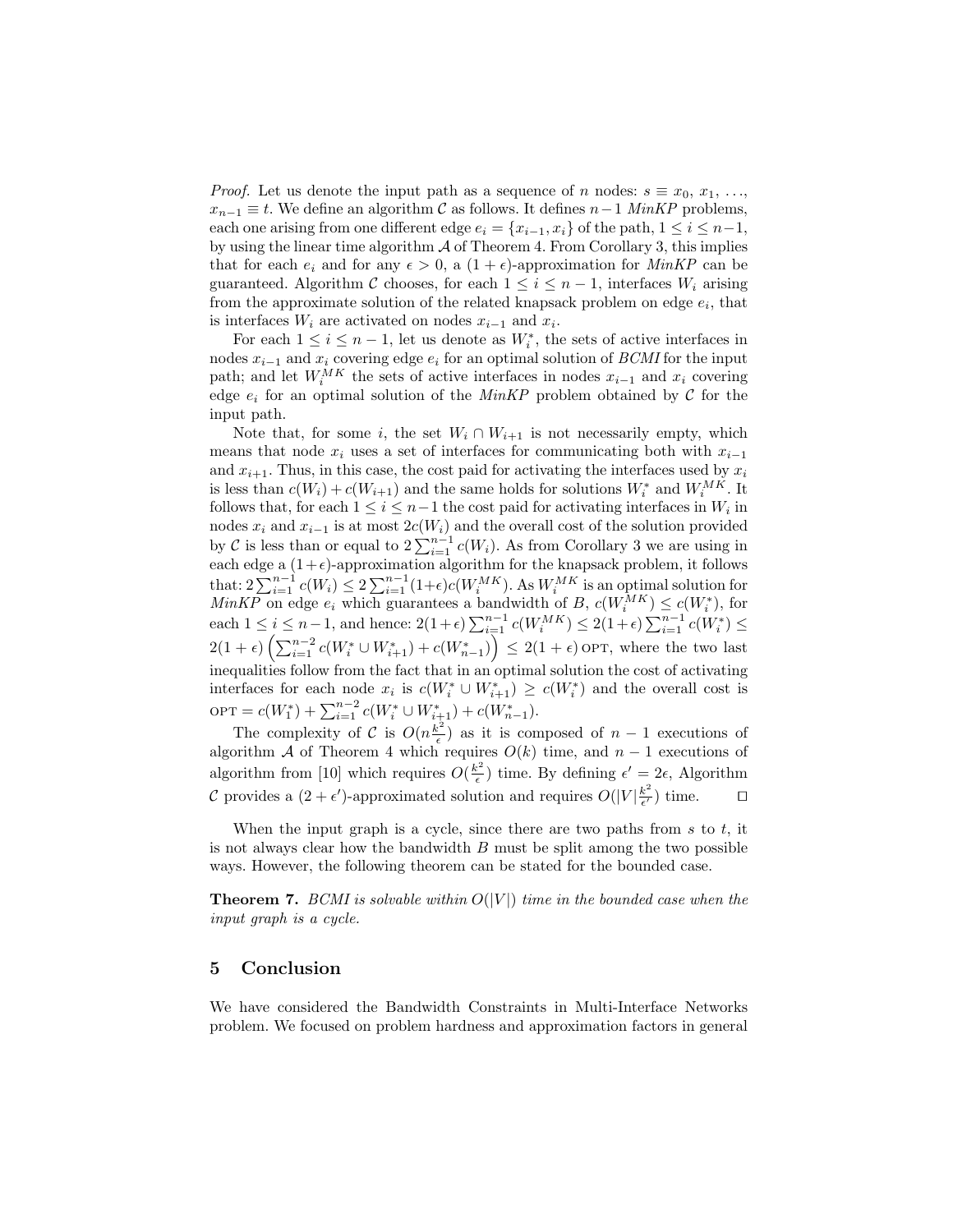*Proof.* Let us denote the input path as a sequence of $n$ nodes: $s \equiv x_0, x_1, \ldots, x_{n-1} \equiv t$. We define an algorithm $\mathcal{C}$ as follows. It defines $n-1$ *MinKP* problems, each one arising from one different edge $e_i = \{x_{i-1}, x_i\}$ of the path, $1 \le i \le n-1$, by using the linear time algorithm $\mathcal{A}$ of Theorem 4. From Corollary 3, this implies that for each $e_i$ and for any $\epsilon > 0$, a $(1+\epsilon)$-approximation for *MinKP* can be guaranteed. Algorithm $\mathcal{C}$ chooses, for each $1 \le i \le n-1$, interfaces $W_i$ arising from the approximate solution of the related knapsack problem on edge $e_i$, that is interfaces $W_i$ are activated on nodes $x_{i-1}$ and $x_i$.

For each $1 \le i \le n-1$, let us denote as $W_i^*$, the sets of active interfaces in nodes $x_{i-1}$ and $x_i$ covering edge $e_i$ for an optimal solution of *BCMI* for the input path; and let $W_i^{MK}$ the sets of active interfaces in nodes $x_{i-1}$ and $x_i$ covering edge $e_i$ for an optimal solution of the *MinKP* problem obtained by $\mathcal{C}$ for the input path.

Note that, for some $i$, the set $W_i \cap W_{i+1}$ is not necessarily empty, which means that node $x_i$ uses a set of interfaces for communicating both with $x_{i-1}$ and $x_{i+1}$. Thus, in this case, the cost paid for activating the interfaces used by $x_i$ is less than $c(W_i) + c(W_{i+1})$ and the same holds for solutions $W_i^*$ and $W_i^{MK}$. It follows that, for each $1 \le i \le n-1$ the cost paid for activating interfaces in $W_i$ in nodes $x_i$ and $x_{i-1}$ is at most $2c(W_i)$ and the overall cost of the solution provided by $\mathcal{C}$ is less than or equal to $2\sum_{i=1}^{n-1} c(W_i)$. As from Corollary 3 we are using in each edge a $(1+\epsilon)$-approximation algorithm for the knapsack problem, it follows that: $2\sum_{i=1}^{n-1} c(W_i) \le 2\sum_{i=1}^{n-1}(1+\epsilon)c(W_i^{MK})$. As $W_i^{MK}$ is an optimal solution for *MinKP* on edge $e_i$ which guarantees a bandwidth of $B$, $c(W_i^{MK}) \le c(W_i^*)$, for each $1 \le i \le n-1$, and hence: $2(1+\epsilon)\sum_{i=1}^{n-1} c(W_i^{MK}) \le 2(1+\epsilon)\sum_{i=1}^{n-1} c(W_i^*) \le 2(1+\epsilon)\left(\sum_{i=1}^{n-2} c(W_i^* \cup W_{i+1}^*) + c(W_{n-1}^*)\right) \le 2(1+\epsilon)\,\text{OPT}$, where the two last inequalities follow from the fact that in an optimal solution the cost of activating interfaces for each node $x_i$ is $c(W_i^* \cup W_{i+1}^*) \ge c(W_i^*)$ and the overall cost is $\text{OPT} = c(W_1^*) + \sum_{i=1}^{n-2} c(W_i^* \cup W_{i+1}^*) + c(W_{n-1}^*)$.

The complexity of $\mathcal{C}$ is $O(n\frac{k^2}{\epsilon})$ as it is composed of $n-1$ executions of algorithm $\mathcal{A}$ of Theorem 4 which requires $O(k)$ time, and $n-1$ executions of algorithm from [10] which requires $O(\frac{k^2}{\epsilon})$ time. By defining $\epsilon' = 2\epsilon$, Algorithm $\mathcal{C}$ provides a $(2+\epsilon')$-approximated solution and requires $O(|V|\frac{k^2}{\epsilon'})$ time. $\square$

When the input graph is a cycle, since there are two paths from $s$ to $t$, it is not always clear how the bandwidth $B$ must be split among the two possible ways. However, the following theorem can be stated for the bounded case.

**Theorem 7.** *BCMI is solvable within $O(|V|)$ time in the bounded case when the input graph is a cycle.*

## 5 Conclusion

We have considered the Bandwidth Constraints in Multi-Interface Networks problem. We focused on problem hardness and approximation factors in general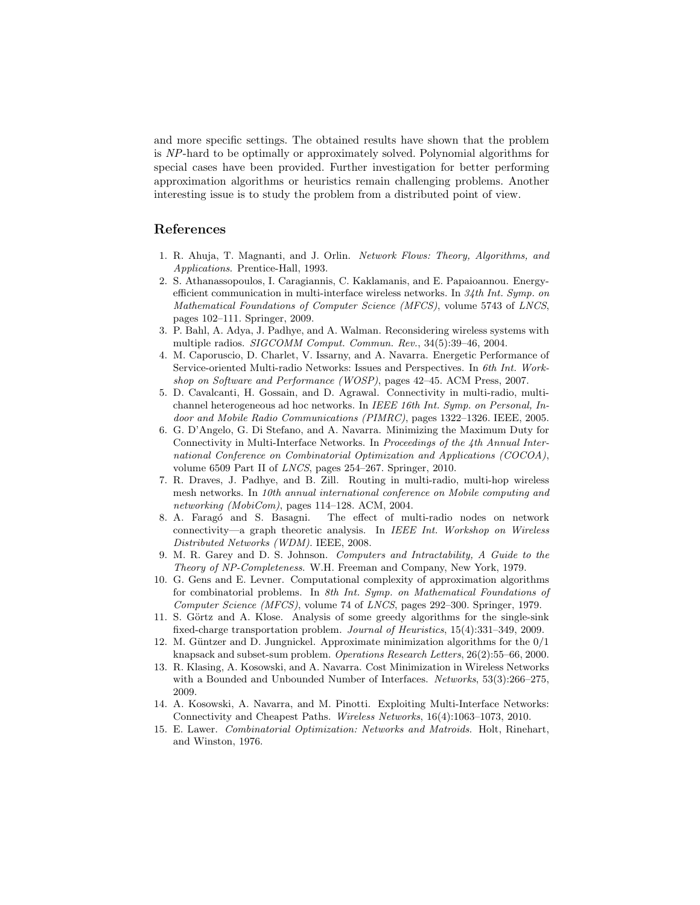and more specific settings. The obtained results have shown that the problem is *NP*-hard to be optimally or approximately solved. Polynomial algorithms for special cases have been provided. Further investigation for better performing approximation algorithms or heuristics remain challenging problems. Another interesting issue is to study the problem from a distributed point of view.

## References

1. R. Ahuja, T. Magnanti, and J. Orlin. *Network Flows: Theory, Algorithms, and Applications*. Prentice-Hall, 1993.
2. S. Athanassopoulos, I. Caragiannis, C. Kaklamanis, and E. Papaioannou. Energy-efficient communication in multi-interface wireless networks. In *34th Int. Symp. on Mathematical Foundations of Computer Science (MFCS)*, volume 5743 of *LNCS*, pages 102–111. Springer, 2009.
3. P. Bahl, A. Adya, J. Padhye, and A. Walman. Reconsidering wireless systems with multiple radios. *SIGCOMM Comput. Commun. Rev.*, 34(5):39–46, 2004.
4. M. Caporuscio, D. Charlet, V. Issarny, and A. Navarra. Energetic Performance of Service-oriented Multi-radio Networks: Issues and Perspectives. In *6th Int. Workshop on Software and Performance (WOSP)*, pages 42–45. ACM Press, 2007.
5. D. Cavalcanti, H. Gossain, and D. Agrawal. Connectivity in multi-radio, multi-channel heterogeneous ad hoc networks. In *IEEE 16th Int. Symp. on Personal, Indoor and Mobile Radio Communications (PIMRC)*, pages 1322–1326. IEEE, 2005.
6. G. D'Angelo, G. Di Stefano, and A. Navarra. Minimizing the Maximum Duty for Connectivity in Multi-Interface Networks. In *Proceedings of the 4th Annual International Conference on Combinatorial Optimization and Applications (COCOA)*, volume 6509 Part II of *LNCS*, pages 254–267. Springer, 2010.
7. R. Draves, J. Padhye, and B. Zill. Routing in multi-radio, multi-hop wireless mesh networks. In *10th annual international conference on Mobile computing and networking (MobiCom)*, pages 114–128. ACM, 2004.
8. A. Faragó and S. Basagni. The effect of multi-radio nodes on network connectivity—a graph theoretic analysis. In *IEEE Int. Workshop on Wireless Distributed Networks (WDM)*. IEEE, 2008.
9. M. R. Garey and D. S. Johnson. *Computers and Intractability, A Guide to the Theory of NP-Completeness*. W.H. Freeman and Company, New York, 1979.
10. G. Gens and E. Levner. Computational complexity of approximation algorithms for combinatorial problems. In *8th Int. Symp. on Mathematical Foundations of Computer Science (MFCS)*, volume 74 of *LNCS*, pages 292–300. Springer, 1979.
11. S. Görtz and A. Klose. Analysis of some greedy algorithms for the single-sink fixed-charge transportation problem. *Journal of Heuristics*, 15(4):331–349, 2009.
12. M. Güntzer and D. Jungnickel. Approximate minimization algorithms for the 0/1 knapsack and subset-sum problem. *Operations Research Letters*, 26(2):55–66, 2000.
13. R. Klasing, A. Kosowski, and A. Navarra. Cost Minimization in Wireless Networks with a Bounded and Unbounded Number of Interfaces. *Networks*, 53(3):266–275, 2009.
14. A. Kosowski, A. Navarra, and M. Pinotti. Exploiting Multi-Interface Networks: Connectivity and Cheapest Paths. *Wireless Networks*, 16(4):1063–1073, 2010.
15. E. Lawer. *Combinatorial Optimization: Networks and Matroids*. Holt, Rinehart, and Winston, 1976.